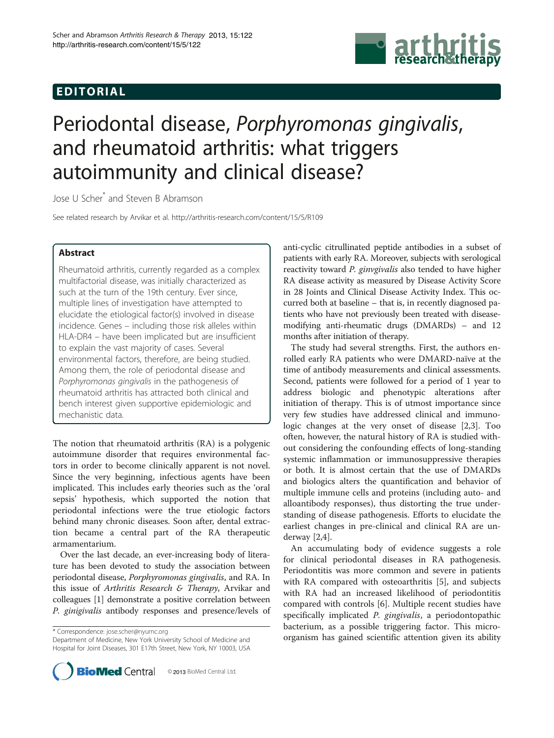EDITORIAL

# Periodontal disease, *Porphyromonas gingivalis*, and rheumatoid arthritis: what triggers autoimmunity and clinical disease?

Jose U Scher* and Steven B Abramson

See related research by Arvikar et al. http://arthritis-research.com/content/15/5/R109

## Abstract

Rheumatoid arthritis, currently regarded as a complex multifactorial disease, was initially characterized as such at the turn of the 19th century. Ever since, multiple lines of investigation have attempted to elucidate the etiological factor(s) involved in disease incidence. Genes – including those risk alleles within HLA-DR4 – have been implicated but are insufficient to explain the vast majority of cases. Several environmental factors, therefore, are being studied. Among them, the role of periodontal disease and *Porphyromonas gingivalis* in the pathogenesis of rheumatoid arthritis has attracted both clinical and bench interest given supportive epidemiologic and mechanistic data.

The notion that rheumatoid arthritis (RA) is a polygenic autoimmune disorder that requires environmental factors in order to become clinically apparent is not novel. Since the very beginning, infectious agents have been implicated. This includes early theories such as the 'oral sepsis' hypothesis, which supported the notion that periodontal infections were the true etiologic factors behind many chronic diseases. Soon after, dental extraction became a central part of the RA therapeutic armamentarium.

Over the last decade, an ever-increasing body of literature has been devoted to study the association between periodontal disease, *Porphyromonas gingivalis*, and RA. In this issue of *Arthritis Research & Therapy*, Arvikar and colleagues [1] demonstrate a positive correlation between *P. ginigivalis* antibody responses and presence/levels of anti-cyclic citrullinated peptide antibodies in a subset of patients with early RA. Moreover, subjects with serological reactivity toward *P. ginvgivalis* also tended to have higher RA disease activity as measured by Disease Activity Score in 28 Joints and Clinical Disease Activity Index. This occurred both at baseline – that is, in recently diagnosed patients who have not previously been treated with disease-modifying anti-rheumatic drugs (DMARDs) – and 12 months after initiation of therapy.

The study had several strengths. First, the authors enrolled early RA patients who were DMARD-naïve at the time of antibody measurements and clinical assessments. Second, patients were followed for a period of 1 year to address biologic and phenotypic alterations after initiation of therapy. This is of utmost importance since very few studies have addressed clinical and immunologic changes at the very onset of disease [2,3]. Too often, however, the natural history of RA is studied without considering the confounding effects of long-standing systemic inflammation or immunosuppressive therapies or both. It is almost certain that the use of DMARDs and biologics alters the quantification and behavior of multiple immune cells and proteins (including auto- and alloantibody responses), thus distorting the true understanding of disease pathogenesis. Efforts to elucidate the earliest changes in pre-clinical and clinical RA are underway [2,4].

An accumulating body of evidence suggests a role for clinical periodontal diseases in RA pathogenesis. Periodontitis was more common and severe in patients with RA compared with osteoarthritis [5], and subjects with RA had an increased likelihood of periodontitis compared with controls [6]. Multiple recent studies have specifically implicated *P. gingivalis*, a periodontopathic bacterium, as a possible triggering factor. This microorganism has gained scientific attention given its ability

\* Correspondence: jose.scher@nyumc.org
Department of Medicine, New York University School of Medicine and Hospital for Joint Diseases, 301 E17th Street, New York, NY 10003, USA

© 2013 BioMed Central Ltd.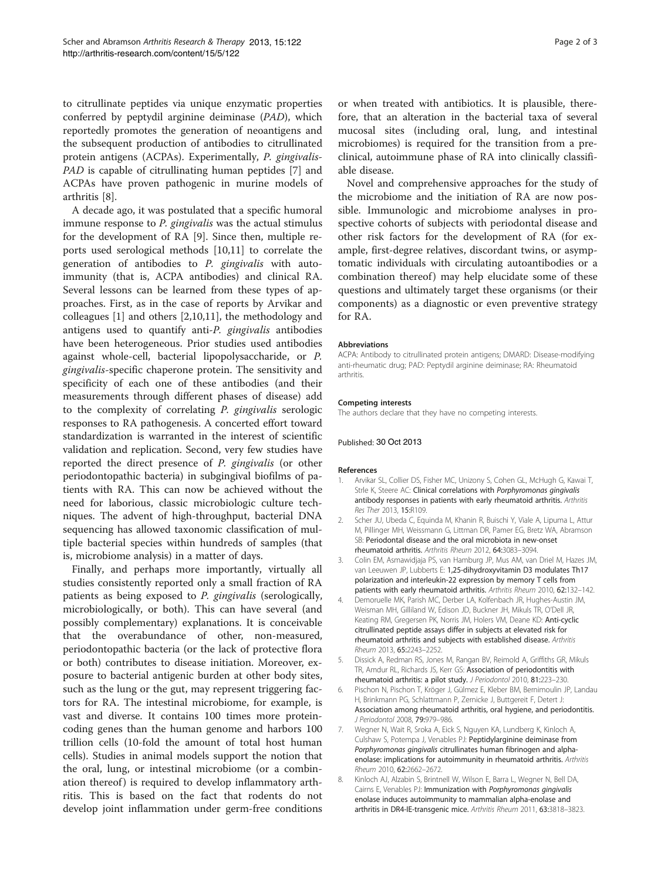to citrullinate peptides via unique enzymatic properties conferred by peptidyl arginine deiminase (*PAD*), which reportedly promotes the generation of neoantigens and the subsequent production of antibodies to citrullinated protein antigens (ACPAs). Experimentally, *P. gingivalis-PAD* is capable of citrullinating human peptides [7] and ACPAs have proven pathogenic in murine models of arthritis [8].

A decade ago, it was postulated that a specific humoral immune response to *P. gingivalis* was the actual stimulus for the development of RA [9]. Since then, multiple reports used serological methods [10,11] to correlate the generation of antibodies to *P. gingivalis* with autoimmunity (that is, ACPA antibodies) and clinical RA. Several lessons can be learned from these types of approaches. First, as in the case of reports by Arvikar and colleagues [1] and others [2,10,11], the methodology and antigens used to quantify anti-*P. gingivalis* antibodies have been heterogeneous. Prior studies used antibodies against whole-cell, bacterial lipopolysaccharide, or *P. gingivalis*-specific chaperone protein. The sensitivity and specificity of each one of these antibodies (and their measurements through different phases of disease) add to the complexity of correlating *P. gingivalis* serologic responses to RA pathogenesis. A concerted effort toward standardization is warranted in the interest of scientific validation and replication. Second, very few studies have reported the direct presence of *P. gingivalis* (or other periodontopathic bacteria) in subgingival biofilms of patients with RA. This can now be achieved without the need for laborious, classic microbiologic culture techniques. The advent of high-throughput, bacterial DNA sequencing has allowed taxonomic classification of multiple bacterial species within hundreds of samples (that is, microbiome analysis) in a matter of days.

Finally, and perhaps more importantly, virtually all studies consistently reported only a small fraction of RA patients as being exposed to *P. gingivalis* (serologically, microbiologically, or both). This can have several (and possibly complementary) explanations. It is conceivable that the overabundance of other, non-measured, periodontopathic bacteria (or the lack of protective flora or both) contributes to disease initiation. Moreover, exposure to bacterial antigenic burden at other body sites, such as the lung or the gut, may represent triggering factors for RA. The intestinal microbiome, for example, is vast and diverse. It contains 100 times more protein-coding genes than the human genome and harbors 100 trillion cells (10-fold the amount of total host human cells). Studies in animal models support the notion that the oral, lung, or intestinal microbiome (or a combination thereof) is required to develop inflammatory arthritis. This is based on the fact that rodents do not develop joint inflammation under germ-free conditions or when treated with antibiotics. It is plausible, therefore, that an alteration in the bacterial taxa of several mucosal sites (including oral, lung, and intestinal microbiomes) is required for the transition from a pre-clinical, autoimmune phase of RA into clinically classifiable disease.

Novel and comprehensive approaches for the study of the microbiome and the initiation of RA are now possible. Immunologic and microbiome analyses in prospective cohorts of subjects with periodontal disease and other risk factors for the development of RA (for example, first-degree relatives, discordant twins, or asymptomatic individuals with circulating autoantibodies or a combination thereof) may help elucidate some of these questions and ultimately target these organisms (or their components) as a diagnostic or even preventive strategy for RA.

#### Abbreviations

ACPA: Antibody to citrullinated protein antigens; DMARD: Disease-modifying anti-rheumatic drug; PAD: Peptydil arginine deiminase; RA: Rheumatoid arthritis.

#### Competing interests

The authors declare that they have no competing interests.

Published: 30 Oct 2013

#### References

1. Arvikar SL, Collier DS, Fisher MC, Unizony S, Cohen GL, McHugh G, Kawai T, Strle K, Steere AC: **Clinical correlations with *Porphyromonas gingivalis* antibody responses in patients with early rheumatoid arthritis.** *Arthritis Res Ther* 2013, **15:**R109.
2. Scher JU, Ubeda C, Equinda M, Khanin R, Buischi Y, Viale A, Lipuma L, Attur M, Pillinger MH, Weissmann G, Littman DR, Pamer EG, Bretz WA, Abramson SB: **Periodontal disease and the oral microbiota in new-onset rheumatoid arthritis.** *Arthritis Rheum* 2012, **64:**3083–3094.
3. Colin EM, Asmawidjaja PS, van Hamburg JP, Mus AM, van Driel M, Hazes JM, van Leeuwen JP, Lubberts E: **1,25-dihydroxyvitamin D3 modulates Th17 polarization and interleukin-22 expression by memory T cells from patients with early rheumatoid arthritis.** *Arthritis Rheum* 2010, **62:**132–142.
4. Demoruelle MK, Parish MC, Derber LA, Kolfenbach JR, Hughes-Austin JM, Weisman MH, Gilliland W, Edison JD, Buckner JH, Mikuls TR, O'Dell JR, Keating RM, Gregersen PK, Norris JM, Holers VM, Deane KD: **Anti-cyclic citrullinated peptide assays differ in subjects at elevated risk for rheumatoid arthritis and subjects with established disease.** *Arthritis Rheum* 2013, **65:**2243–2252.
5. Dissick A, Redman RS, Jones M, Rangan BV, Reimold A, Griffiths GR, Mikuls TR, Amdur RL, Richards JS, Kerr GS: **Association of periodontitis with rheumatoid arthritis: a pilot study.** *J Periodontol* 2010, **81:**223–230.
6. Pischon N, Pischon T, Kröger J, Gülmez E, Kleber BM, Bernimoulin JP, Landau H, Brinkmann PG, Schlattmann P, Zernicke J, Buttgereit F, Detert J: **Association among rheumatoid arthritis, oral hygiene, and periodontitis.** *J Periodontol* 2008, **79:**979–986.
7. Wegner N, Wait R, Sroka A, Eick S, Nguyen KA, Lundberg K, Kinloch A, Culshaw S, Potempa J, Venables PJ: **Peptidylarginine deiminase from *Porphyromonas gingivalis* citrullinates human fibrinogen and alpha-enolase: implications for autoimmunity in rheumatoid arthritis.** *Arthritis Rheum* 2010, **62:**2662–2672.
8. Kinloch AJ, Alzabin S, Brintnell W, Wilson E, Barra L, Wegner N, Bell DA, Cairns E, Venables PJ: **Immunization with *Porphyromonas gingivalis* enolase induces autoimmunity to mammalian alpha-enolase and arthritis in DR4-IE-transgenic mice.** *Arthritis Rheum* 2011, **63:**3818–3823.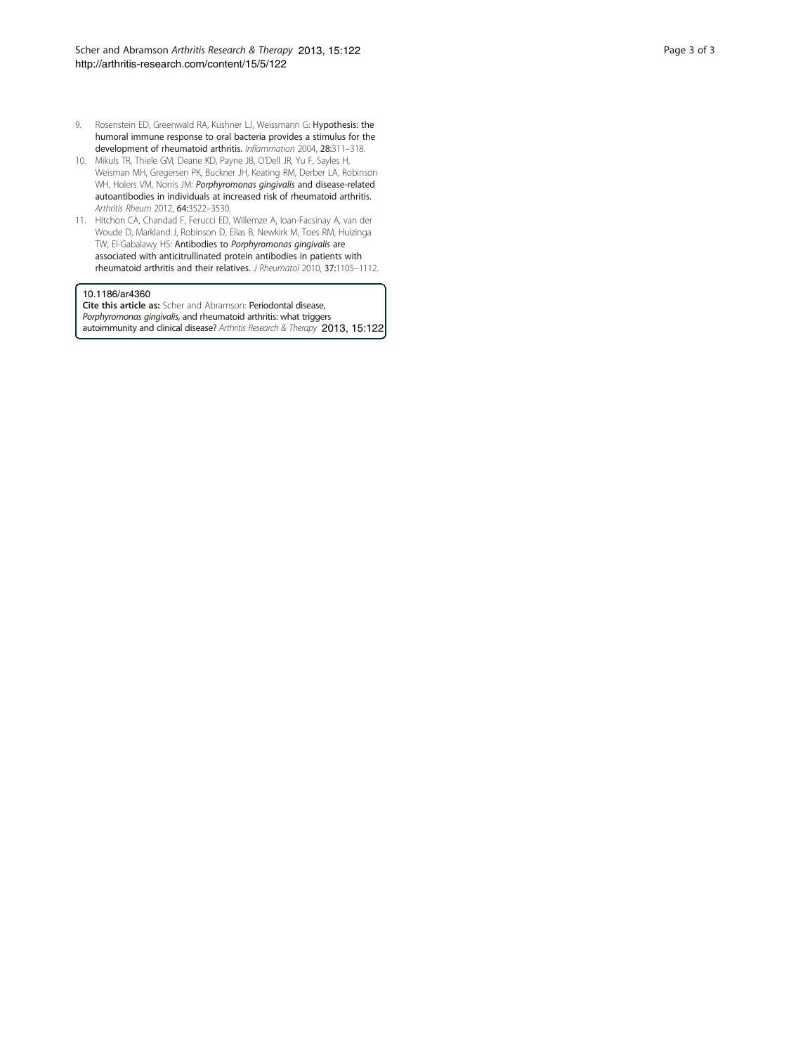9. Rosenstein ED, Greenwald RA, Kushner LJ, Weissmann G: **Hypothesis: the humoral immune response to oral bacteria provides a stimulus for the development of rheumatoid arthritis.** *Inflammation* 2004, **28**:311–318.
10. Mikuls TR, Thiele GM, Deane KD, Payne JB, O'Dell JR, Yu F, Sayles H, Weisman MH, Gregersen PK, Buckner JH, Keating RM, Derber LA, Robinson WH, Holers VM, Norris JM: ***Porphyromonas gingivalis*** **and disease-related autoantibodies in individuals at increased risk of rheumatoid arthritis.** *Arthritis Rheum* 2012, **64**:3522–3530.
11. Hitchon CA, Chandad F, Ferucci ED, Willemze A, Ioan-Facsinay A, van der Woude D, Markland J, Robinson D, Elias B, Newkirk M, Toes RM, Huizinga TW, El-Gabalawy HS: **Antibodies to** ***Porphyromonas gingivalis*** **are associated with anticitrullinated protein antibodies in patients with rheumatoid arthritis and their relatives.** *J Rheumatol* 2010, **37**:1105–1112.

10.1186/ar4360

**Cite this article as:** Scher and Abramson: **Periodontal disease,** ***Porphyromonas gingivalis*****, and rheumatoid arthritis: what triggers autoimmunity and clinical disease?** *Arthritis Research & Therapy* 2013, 15:122